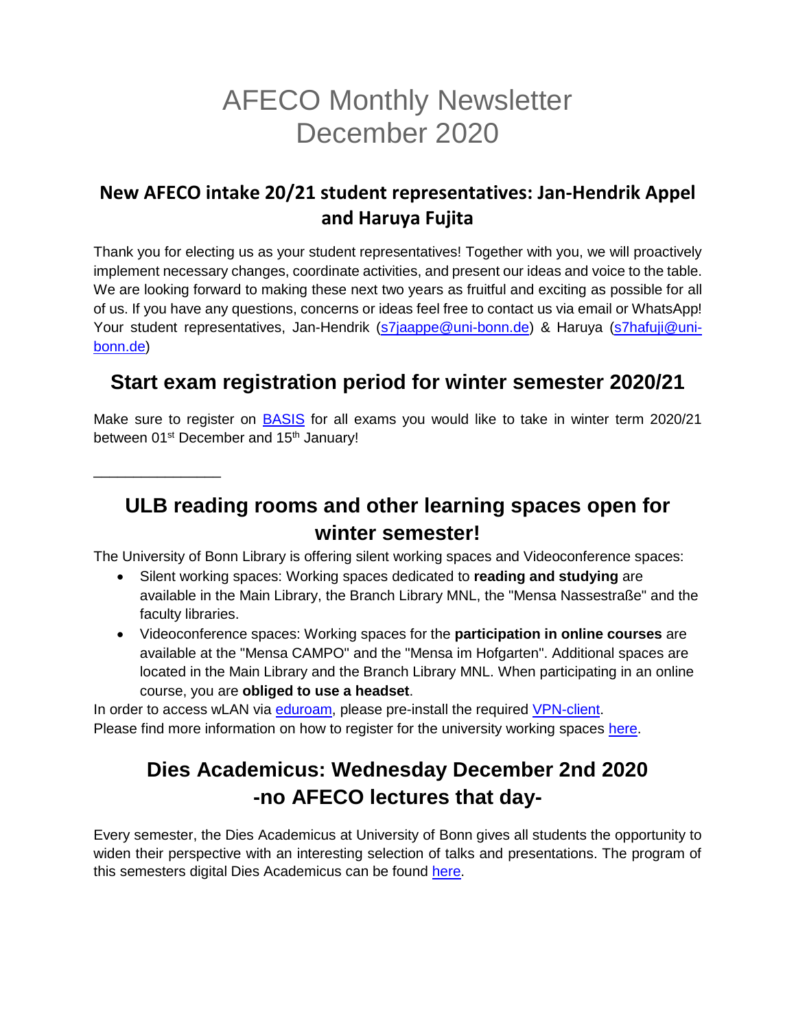# AFECO Monthly Newsletter
# December 2020

## New AFECO intake 20/21 student representatives: Jan-Hendrik Appel and Haruya Fujita

Thank you for electing us as your student representatives! Together with you, we will proactively implement necessary changes, coordinate activities, and present our ideas and voice to the table. We are looking forward to making these next two years as fruitful and exciting as possible for all of us. If you have any questions, concerns or ideas feel free to contact us via email or WhatsApp! Your student representatives, Jan-Hendrik (s7jaappe@uni-bonn.de) & Haruya (s7hafuji@uni-bonn.de)

## Start exam registration period for winter semester 2020/21

Make sure to register on BASIS for all exams you would like to take in winter term 2020/21 between 01st December and 15th January!

---

## ULB reading rooms and other learning spaces open for winter semester!

The University of Bonn Library is offering silent working spaces and Videoconference spaces:

- Silent working spaces: Working spaces dedicated to **reading and studying** are available in the Main Library, the Branch Library MNL, the "Mensa Nassestraße" and the faculty libraries.
- Videoconference spaces: Working spaces for the **participation in online courses** are available at the "Mensa CAMPO" and the "Mensa im Hofgarten". Additional spaces are located in the Main Library and the Branch Library MNL. When participating in an online course, you are **obliged to use a headset**.

In order to access wLAN via eduroam, please pre-install the required VPN-client.
Please find more information on how to register for the university working spaces here.

## Dies Academicus: Wednesday December 2nd 2020 -no AFECO lectures that day-

Every semester, the Dies Academicus at University of Bonn gives all students the opportunity to widen their perspective with an interesting selection of talks and presentations. The program of this semesters digital Dies Academicus can be found here.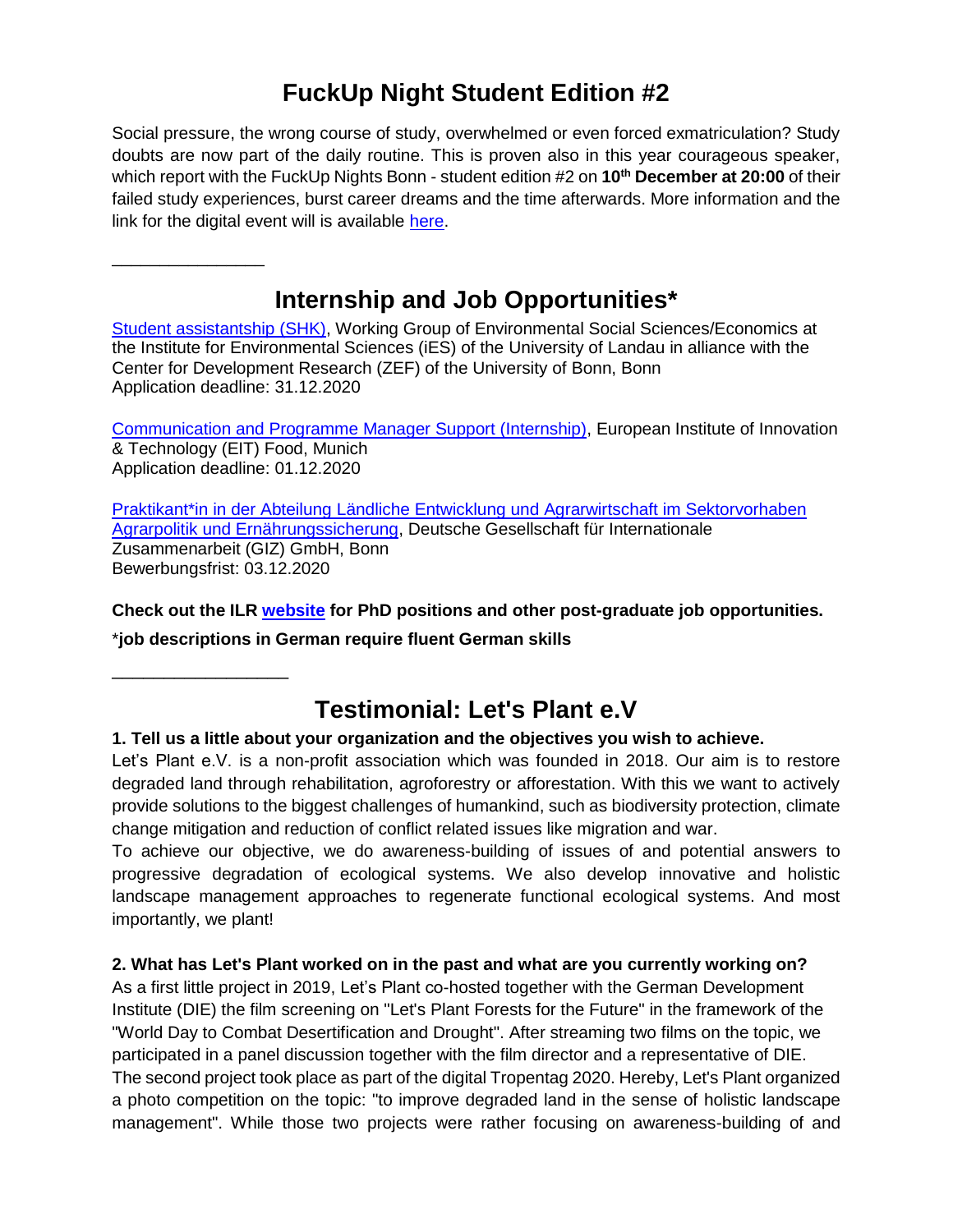## FuckUp Night Student Edition #2

Social pressure, the wrong course of study, overwhelmed or even forced exmatriculation? Study doubts are now part of the daily routine. This is proven also in this year courageous speaker, which report with the FuckUp Nights Bonn - student edition #2 on **10th December at 20:00** of their failed study experiences, burst career dreams and the time afterwards. More information and the link for the digital event will is available here.

---

## Internship and Job Opportunities*

Student assistantship (SHK), Working Group of Environmental Social Sciences/Economics at the Institute for Environmental Sciences (iES) of the University of Landau in alliance with the Center for Development Research (ZEF) of the University of Bonn, Bonn
Application deadline: 31.12.2020

Communication and Programme Manager Support (Internship), European Institute of Innovation & Technology (EIT) Food, Munich
Application deadline: 01.12.2020

Praktikant*in in der Abteilung Ländliche Entwicklung und Agrarwirtschaft im Sektorvorhaben Agrarpolitik und Ernährungssicherung, Deutsche Gesellschaft für Internationale Zusammenarbeit (GIZ) GmbH, Bonn
Bewerbungsfrist: 03.12.2020

**Check out the ILR website for PhD positions and other post-graduate job opportunities.**

***job descriptions in German require fluent German skills**

---

## Testimonial: Let's Plant e.V

**1. Tell us a little about your organization and the objectives you wish to achieve.**

Let's Plant e.V. is a non-profit association which was founded in 2018. Our aim is to restore degraded land through rehabilitation, agroforestry or afforestation. With this we want to actively provide solutions to the biggest challenges of humankind, such as biodiversity protection, climate change mitigation and reduction of conflict related issues like migration and war.

To achieve our objective, we do awareness-building of issues of and potential answers to progressive degradation of ecological systems. We also develop innovative and holistic landscape management approaches to regenerate functional ecological systems. And most importantly, we plant!

**2. What has Let's Plant worked on in the past and what are you currently working on?**

As a first little project in 2019, Let's Plant co-hosted together with the German Development Institute (DIE) the film screening on "Let's Plant Forests for the Future" in the framework of the "World Day to Combat Desertification and Drought". After streaming two films on the topic, we participated in a panel discussion together with the film director and a representative of DIE.
The second project took place as part of the digital Tropentag 2020. Hereby, Let's Plant organized a photo competition on the topic: "to improve degraded land in the sense of holistic landscape management". While those two projects were rather focusing on awareness-building of and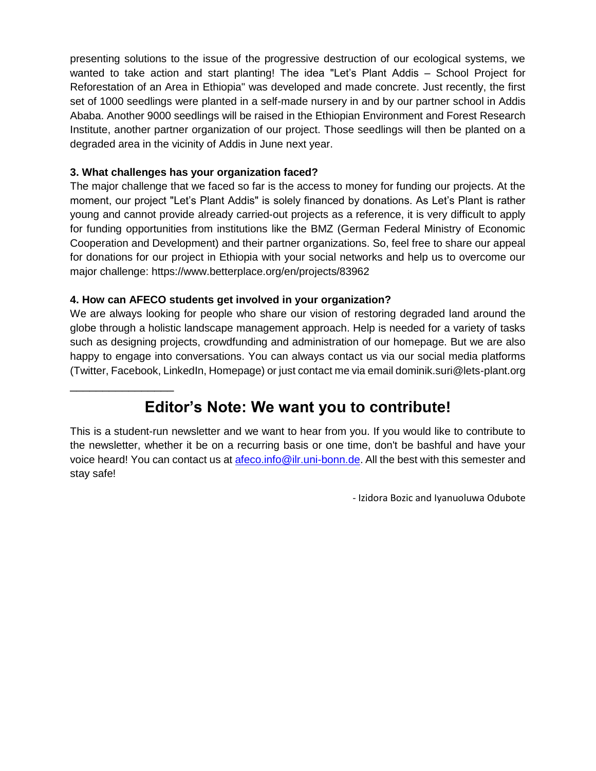presenting solutions to the issue of the progressive destruction of our ecological systems, we wanted to take action and start planting! The idea "Let's Plant Addis – School Project for Reforestation of an Area in Ethiopia" was developed and made concrete. Just recently, the first set of 1000 seedlings were planted in a self-made nursery in and by our partner school in Addis Ababa. Another 9000 seedlings will be raised in the Ethiopian Environment and Forest Research Institute, another partner organization of our project. Those seedlings will then be planted on a degraded area in the vicinity of Addis in June next year.

**3. What challenges has your organization faced?**

The major challenge that we faced so far is the access to money for funding our projects. At the moment, our project "Let's Plant Addis" is solely financed by donations. As Let's Plant is rather young and cannot provide already carried-out projects as a reference, it is very difficult to apply for funding opportunities from institutions like the BMZ (German Federal Ministry of Economic Cooperation and Development) and their partner organizations. So, feel free to share our appeal for donations for our project in Ethiopia with your social networks and help us to overcome our major challenge: https://www.betterplace.org/en/projects/83962

**4. How can AFECO students get involved in your organization?**

We are always looking for people who share our vision of restoring degraded land around the globe through a holistic landscape management approach. Help is needed for a variety of tasks such as designing projects, crowdfunding and administration of our homepage. But we are also happy to engage into conversations. You can always contact us via our social media platforms (Twitter, Facebook, LinkedIn, Homepage) or just contact me via email dominik.suri@lets-plant.org

---

## Editor's Note: We want you to contribute!

This is a student-run newsletter and we want to hear from you. If you would like to contribute to the newsletter, whether it be on a recurring basis or one time, don't be bashful and have your voice heard! You can contact us at afeco.info@ilr.uni-bonn.de. All the best with this semester and stay safe!

- Izidora Bozic and Iyanuoluwa Odubote